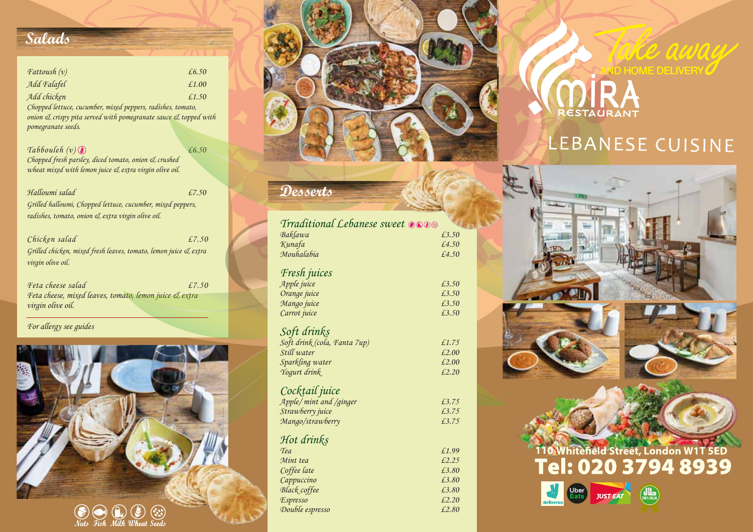## Salads

| | |
|---|---|
| *Fattoush (v)* | £6.50 |
| *Add Falafel* | £1.00 |
| *Add chicken* | £1.50 |

*Chopped lettuce, cucumber, mixed peppers, radishes, tomato, onion & crispy pita served with pomegranate sauce & topped with pomegranate seeds.*

| | |
|---|---|
| *Tabbouleh (v)* | £6.50 |

*Chopped fresh parsley, diced tomato, onion & crushed wheat mixed with lemon juice & extra virgin olive oil.*

| | |
|---|---|
| *Halloumi salad* | £7.50 |

*Grilled halloumi, Chopped lettuce, cucumber, mixed peppers, radishes, tomato, onion & extra virgin olive oil.*

| | |
|---|---|
| *Chicken salad* | £7.50 |

*Grilled chicken, mixed fresh leaves, tomato, lemon juice & extra virgin olive oil.*

| | |
|---|---|
| *Feta cheese salad* | £7.50 |

*Feta cheese, mixed leaves, tomato, lemon juice & extra virgin olive oil.*

*For allergy see guides*

Nuts Fish Milk Wheat Seeds

## Desserts

### Traditional Lebanese sweet

| | |
|---|---|
| Baklawa | £3.50 |
| Kunafa | £4.50 |
| Mouhalabia | £4.50 |

### Fresh juices

| | |
|---|---|
| Apple juice | £3.50 |
| Orange juice | £3.50 |
| Mango juice | £3.50 |
| Carrot juice | £3.50 |

### Soft drinks

| | |
|---|---|
| Soft drink (cola, Fanta 7up) | £1.75 |
| Still water | £2.00 |
| Sparkling water | £2.00 |
| Yogurt drink | £2.20 |

### Cocktail juice

| | |
|---|---|
| Apple/ mint and /ginger | £3.75 |
| Strawberry juice | £3.75 |
| Mango/strawberry | £3.75 |

### Hot drinks

| | |
|---|---|
| Tea | £1.99 |
| Mint tea | £2.25 |
| Coffee late | £3.80 |
| Cappuccino | £3.80 |
| Black coffee | £3.80 |
| Espresso | £2.20 |
| Double espresso | £2.80 |

# Take away
AND HOME DELIVERY

# MIRA RESTAURANT

## LEBANESE CUISINE

**110 Whitefield Street, London W1T 5ED**

**Tel: 020 3794 8939**

deliveroo · Uber Eats · JUST EAT · 100% HALAL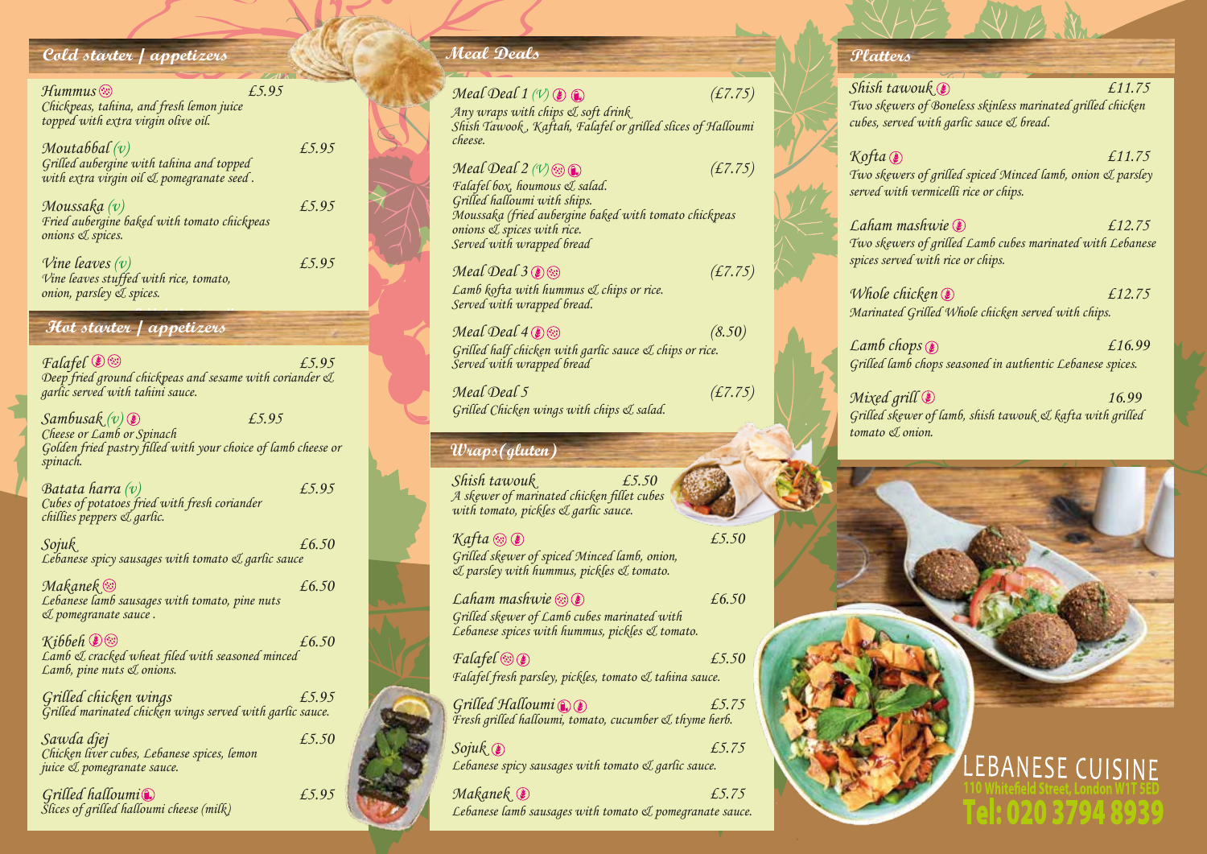## Cold starter / appetizers

**Hummus** £5.95
Chickpeas, tahina, and fresh lemon juice topped with extra virgin olive oil.

**Moutabbal (v)** £5.95
Grilled aubergine with tahina and topped with extra virgin oil & pomegranate seed .

**Moussaka (v)** £5.95
Fried aubergine baked with tomato chickpeas onions & spices.

**Vine leaves (v)** £5.95
Vine leaves stuffed with rice, tomato, onion, parsley & spices.

## Hot starter / appetizers

**Falafel** £5.95
Deep fried ground chickpeas and sesame with coriander & garlic served with tahini sauce.

**Sambusak (v)** £5.95
Cheese or Lamb or Spinach
Golden fried pastry filled with your choice of lamb cheese or spinach.

**Batata harra (v)** £5.95
Cubes of potatoes fried with fresh coriander chillies peppers & garlic.

**Sojuk** £6.50
Lebanese spicy sausages with tomato & garlic sauce

**Makanek** £6.50
Lebanese lamb sausages with tomato, pine nuts & pomegranate sauce .

**Kibbeh** £6.50
Lamb & cracked wheat filed with seasoned minced Lamb, pine nuts & onions.

**Grilled chicken wings** £5.95
Grilled marinated chicken wings served with garlic sauce.

**Sawda djej** £5.50
Chicken liver cubes, Lebanese spices, lemon juice & pomegranate sauce.

**Grilled halloumi** £5.95
Slices of grilled halloumi cheese (milk)

## Meal Deals

**Meal Deal 1 (V)** (£7.75)
Any wraps with chips & soft drink
Shish Tawook , Kaftah, Falafel or grilled slices of Halloumi cheese.

**Meal Deal 2 (V)** (£7.75)
Falafel box, houmous & salad.
Grilled halloumi with ships.
Moussaka (fried aubergine baked with tomato chickpeas onions & spices with rice.
Served with wrapped bread

**Meal Deal 3** (£7.75)
Lamb kofta with hummus & chips or rice.
Served with wrapped bread.

**Meal Deal 4** (8.50)
Grilled half chicken with garlic sauce & chips or rice.
Served with wrapped bread

**Meal Deal 5** (£7.75)
Grilled Chicken wings with chips & salad.

## Wraps(gluten)

**Shish tawouk** £5.50
A skewer of marinated chicken fillet cubes with tomato, pickles & garlic sauce.

**Kafta** £5.50
Grilled skewer of spiced Minced lamb, onion, & parsley with hummus, pickles & tomato.

**Laham mashwie** £6.50
Grilled skewer of Lamb cubes marinated with Lebanese spices with hummus, pickles & tomato.

**Falafel** £5.50
Falafel fresh parsley, pickles, tomato & tahina sauce.

**Grilled Halloumi** £5.75
Fresh grilled halloumi, tomato, cucumber & thyme herb.

**Sojuk** £5.75
Lebanese spicy sausages with tomato & garlic sauce.

**Makanek** £5.75
Lebanese lamb sausages with tomato & pomegranate sauce.

## Platters

**Shish tawouk** £11.75
Two skewers of Boneless skinless marinated grilled chicken cubes, served with garlic sauce & bread.

**Kofta** £11.75
Two skewers of grilled spiced Minced lamb, onion & parsley served with vermicelli rice or chips.

**Laham mashwie** £12.75
Two skewers of grilled Lamb cubes marinated with Lebanese spices served with rice or chips.

**Whole chicken** £12.75
Marinated Grilled Whole chicken served with chips.

**Lamb chops** £16.99
Grilled lamb chops seasoned in authentic Lebanese spices.

**Mixed grill** 16.99
Grilled skewer of lamb, shish tawouk & kafta with grilled tomato & onion.

LEBANESE CUISINE
110 Whitefield Street, London W1T 5ED
Tel: 020 3794 8939